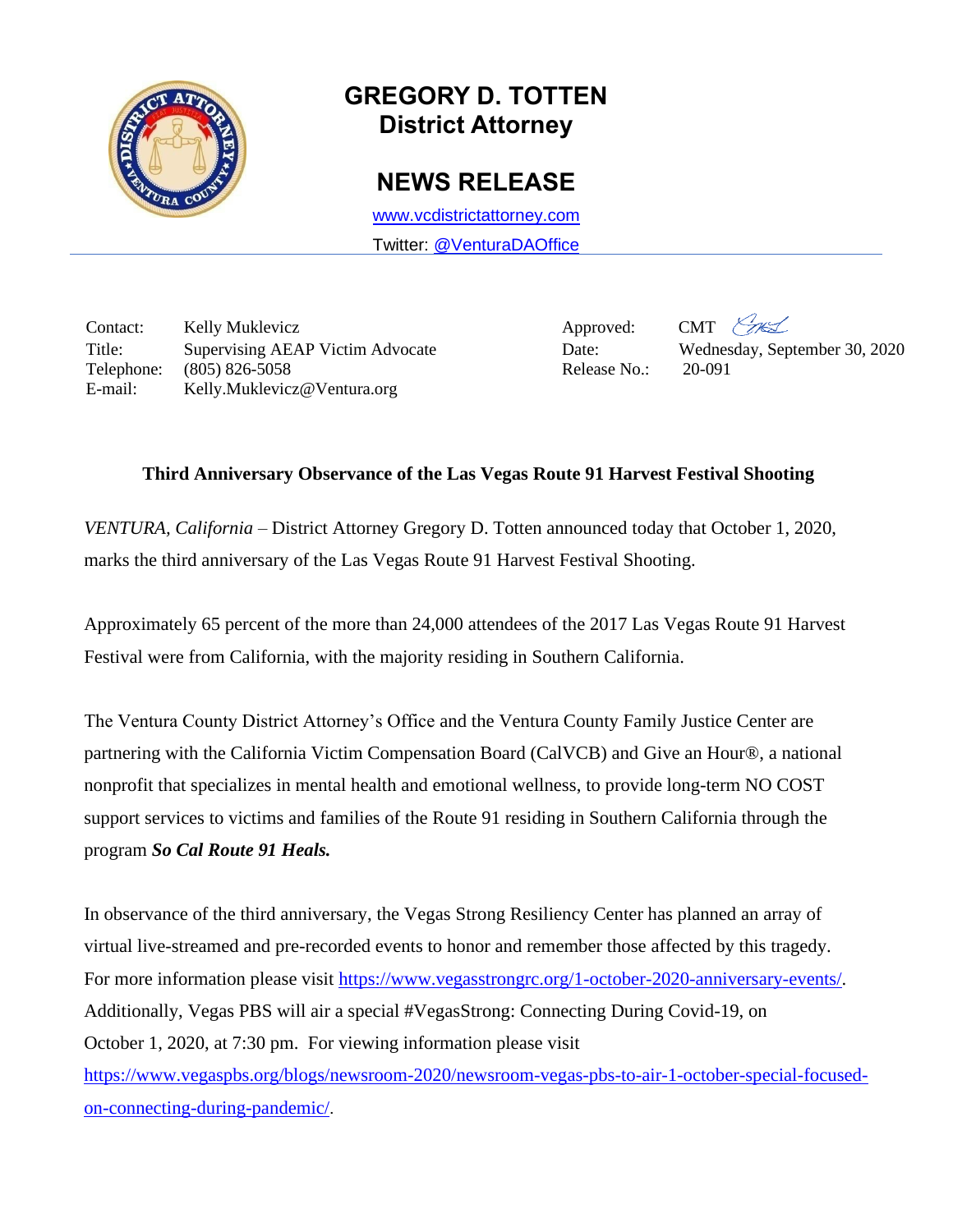# GREGORY D. TOTTEN
## District Attorney

## NEWS RELEASE

www.vcdistrictattorney.com

Twitter: @VenturaDAOffice

| | | | |
|---|---|---|---|
| Contact: | Kelly Muklevicz | Approved: | CMT |
| Title: | Supervising AEAP Victim Advocate | Date: | Wednesday, September 30, 2020 |
| Telephone: | (805) 826-5058 | Release No.: | 20-091 |
| E-mail: | Kelly.Muklevicz@Ventura.org | | |

**Third Anniversary Observance of the Las Vegas Route 91 Harvest Festival Shooting**

*VENTURA, California* – District Attorney Gregory D. Totten announced today that October 1, 2020, marks the third anniversary of the Las Vegas Route 91 Harvest Festival Shooting.

Approximately 65 percent of the more than 24,000 attendees of the 2017 Las Vegas Route 91 Harvest Festival were from California, with the majority residing in Southern California.

The Ventura County District Attorney's Office and the Ventura County Family Justice Center are partnering with the California Victim Compensation Board (CalVCB) and Give an Hour®, a national nonprofit that specializes in mental health and emotional wellness, to provide long-term NO COST support services to victims and families of the Route 91 residing in Southern California through the program ***So Cal Route 91 Heals.***

In observance of the third anniversary, the Vegas Strong Resiliency Center has planned an array of virtual live-streamed and pre-recorded events to honor and remember those affected by this tragedy. For more information please visit https://www.vegasstrongrc.org/1-october-2020-anniversary-events/. Additionally, Vegas PBS will air a special #VegasStrong: Connecting During Covid-19, on October 1, 2020, at 7:30 pm. For viewing information please visit https://www.vegaspbs.org/blogs/newsroom-2020/newsroom-vegas-pbs-to-air-1-october-special-focused-on-connecting-during-pandemic/.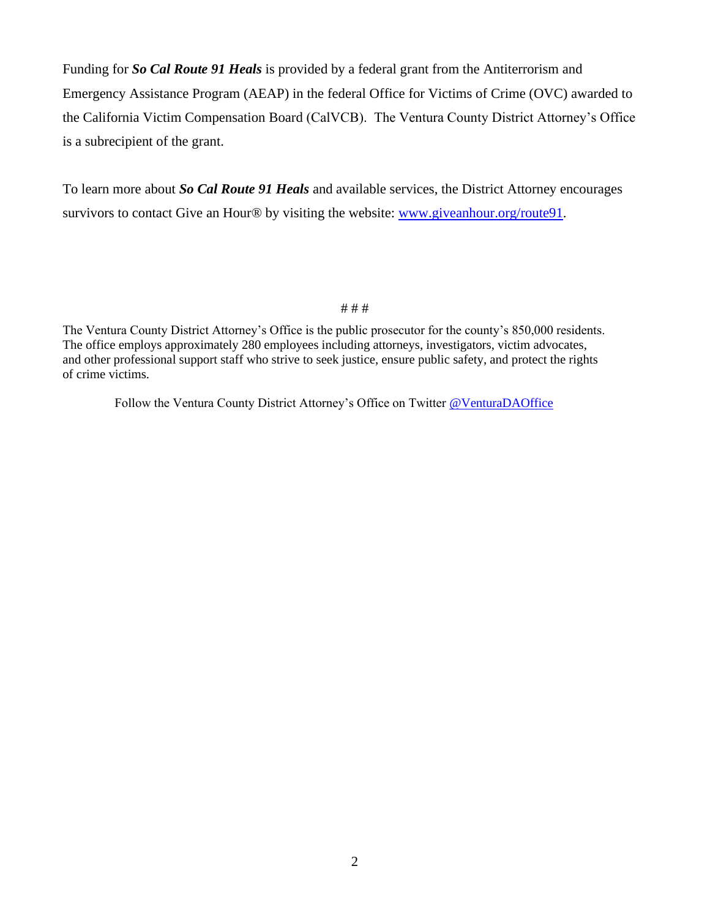Funding for ***So Cal Route 91 Heals*** is provided by a federal grant from the Antiterrorism and Emergency Assistance Program (AEAP) in the federal Office for Victims of Crime (OVC) awarded to the California Victim Compensation Board (CalVCB). The Ventura County District Attorney's Office is a subrecipient of the grant.

To learn more about ***So Cal Route 91 Heals*** and available services, the District Attorney encourages survivors to contact Give an Hour® by visiting the website: [www.giveanhour.org/route91](www.giveanhour.org/route91).

# # #

The Ventura County District Attorney's Office is the public prosecutor for the county's 850,000 residents. The office employs approximately 280 employees including attorneys, investigators, victim advocates, and other professional support staff who strive to seek justice, ensure public safety, and protect the rights of crime victims.

Follow the Ventura County District Attorney's Office on Twitter [@VenturaDAOffice](https://twitter.com/VenturaDAOffice)